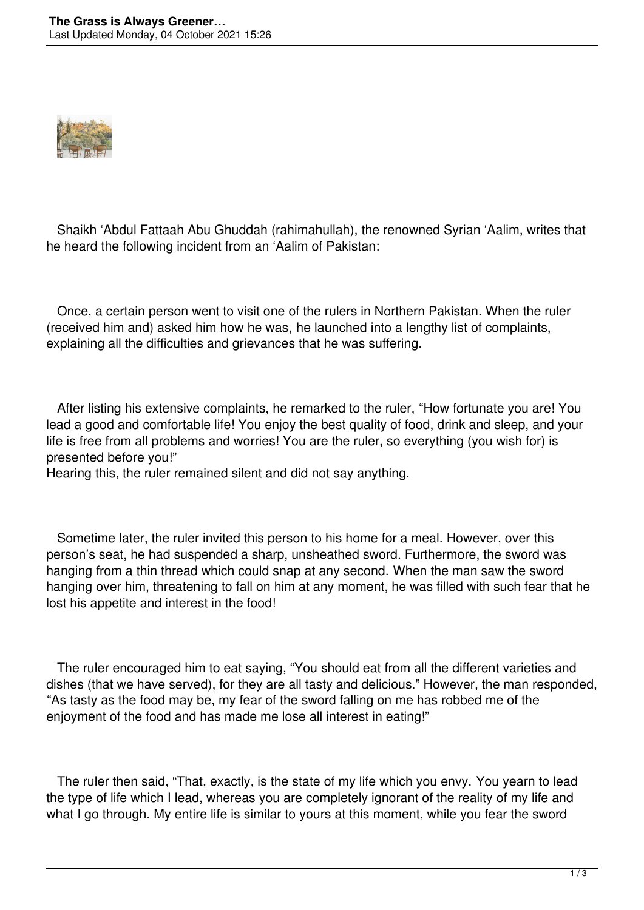Shaikh ‘Abdul Fattaah Abu Ghuddah (rahimahullah), the renowned Syrian ‘Aalim, writes that he heard the following incident from an ‘Aalim of Pakistan:

Once, a certain person went to visit one of the rulers in Northern Pakistan. When the ruler (received him and) asked him how he was, he launched into a lengthy list of complaints, explaining all the difficulties and grievances that he was suffering.

After listing his extensive complaints, he remarked to the ruler, “How fortunate you are! You lead a good and comfortable life! You enjoy the best quality of food, drink and sleep, and your life is free from all problems and worries! You are the ruler, so everything (you wish for) is presented before you!”
Hearing this, the ruler remained silent and did not say anything.

Sometime later, the ruler invited this person to his home for a meal. However, over this person’s seat, he had suspended a sharp, unsheathed sword. Furthermore, the sword was hanging from a thin thread which could snap at any second. When the man saw the sword hanging over him, threatening to fall on him at any moment, he was filled with such fear that he lost his appetite and interest in the food!

The ruler encouraged him to eat saying, “You should eat from all the different varieties and dishes (that we have served), for they are all tasty and delicious.” However, the man responded, “As tasty as the food may be, my fear of the sword falling on me has robbed me of the enjoyment of the food and has made me lose all interest in eating!”

The ruler then said, “That, exactly, is the state of my life which you envy. You yearn to lead the type of life which I lead, whereas you are completely ignorant of the reality of my life and what I go through. My entire life is similar to yours at this moment, while you fear the sword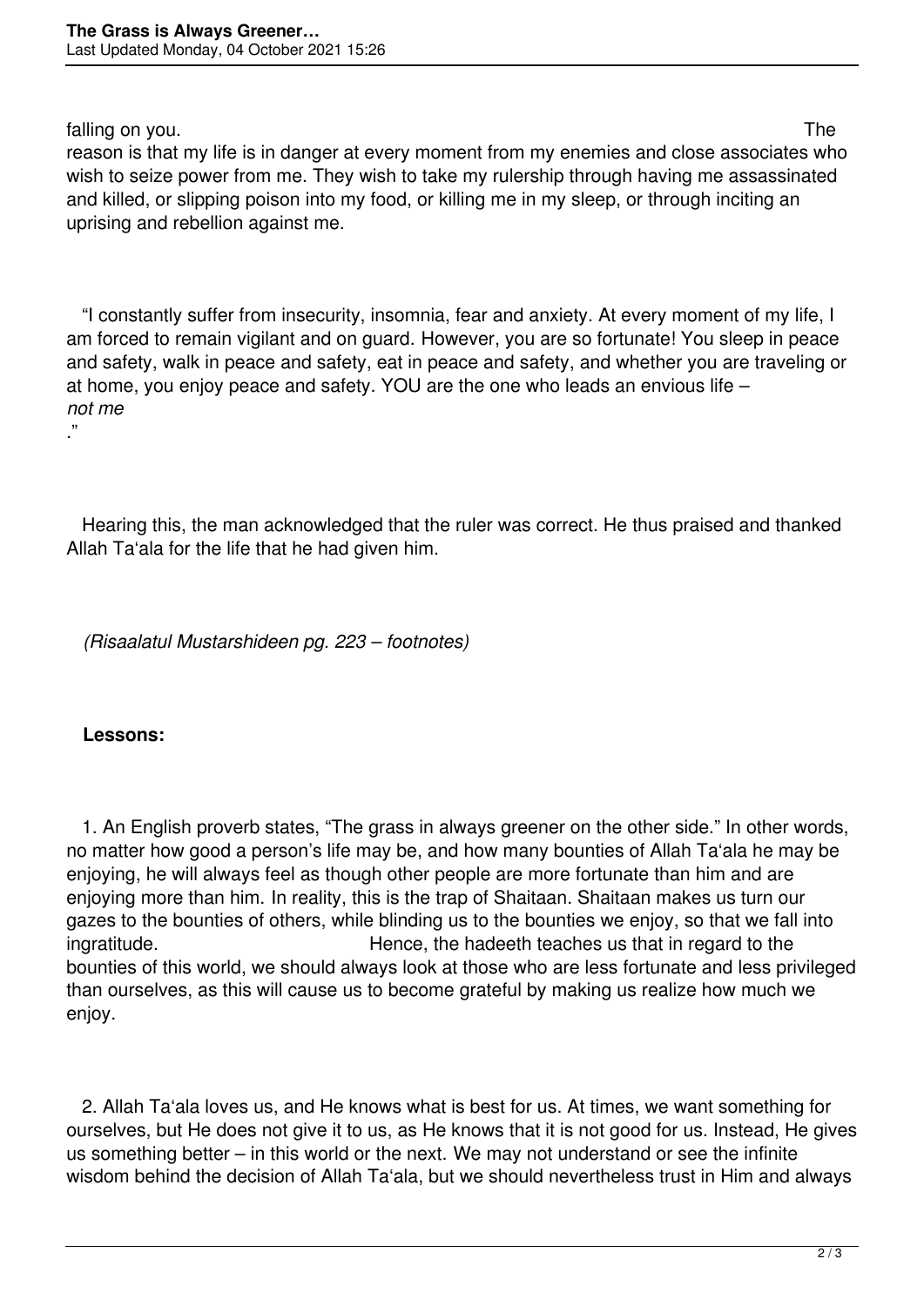falling on you. The reason is that my life is in danger at every moment from my enemies and close associates who wish to seize power from me. They wish to take my rulership through having me assassinated and killed, or slipping poison into my food, or killing me in my sleep, or through inciting an uprising and rebellion against me.

"I constantly suffer from insecurity, insomnia, fear and anxiety. At every moment of my life, I am forced to remain vigilant and on guard. However, you are so fortunate! You sleep in peace and safety, walk in peace and safety, eat in peace and safety, and whether you are traveling or at home, you enjoy peace and safety. YOU are the one who leads an envious life – *not me*."

Hearing this, the man acknowledged that the ruler was correct. He thus praised and thanked Allah Ta'ala for the life that he had given him.

*(Risaalatul Mustarshideen pg. 223 – footnotes)*

**Lessons:**

1. An English proverb states, "The grass in always greener on the other side." In other words, no matter how good a person's life may be, and how many bounties of Allah Ta'ala he may be enjoying, he will always feel as though other people are more fortunate than him and are enjoying more than him. In reality, this is the trap of Shaitaan. Shaitaan makes us turn our gazes to the bounties of others, while blinding us to the bounties we enjoy, so that we fall into ingratitude. Hence, the hadeeth teaches us that in regard to the bounties of this world, we should always look at those who are less fortunate and less privileged than ourselves, as this will cause us to become grateful by making us realize how much we enjoy.

2. Allah Ta'ala loves us, and He knows what is best for us. At times, we want something for ourselves, but He does not give it to us, as He knows that it is not good for us. Instead, He gives us something better – in this world or the next. We may not understand or see the infinite wisdom behind the decision of Allah Ta'ala, but we should nevertheless trust in Him and always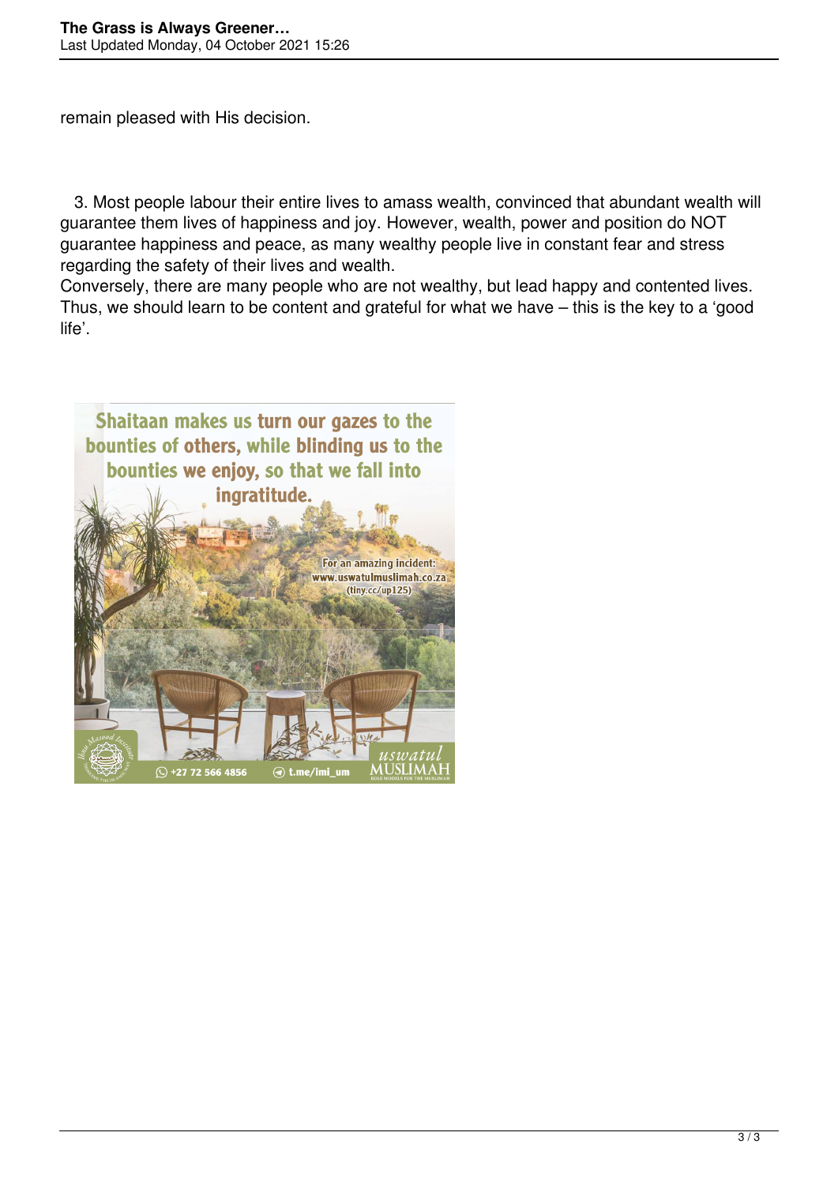remain pleased with His decision.

3. Most people labour their entire lives to amass wealth, convinced that abundant wealth will guarantee them lives of happiness and joy. However, wealth, power and position do NOT guarantee happiness and peace, as many wealthy people live in constant fear and stress regarding the safety of their lives and wealth.

Conversely, there are many people who are not wealthy, but lead happy and contented lives. Thus, we should learn to be content and grateful for what we have – this is the key to a 'good life'.

Shaitaan makes us turn our gazes to the bounties of others, while blinding us to the bounties we enjoy, so that we fall into ingratitude.

For an amazing incident:
www.uswatulmuslimah.co.za
(tiny.cc/up125)

+27 72 566 4856
t.me/imi_um

uswatul MUSLIMAH